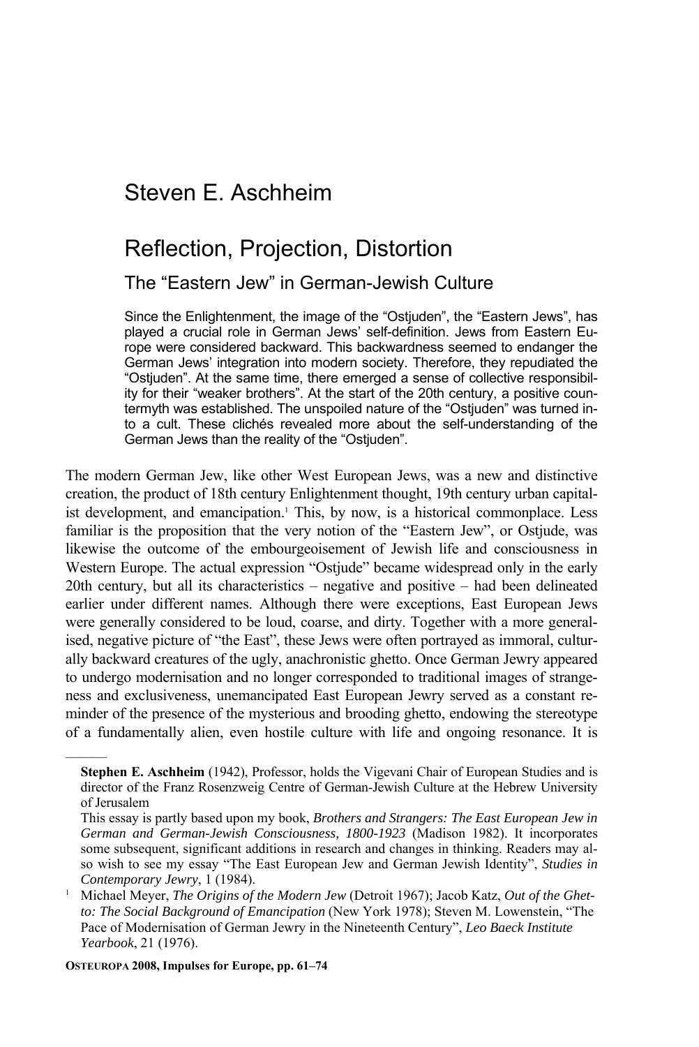# Steven E. Aschheim

# Reflection, Projection, Distortion

## The "Eastern Jew" in German-Jewish Culture

Since the Enlightenment, the image of the "Ostjuden", the "Eastern Jews", has played a crucial role in German Jews' self-definition. Jews from Eastern Europe were considered backward. This backwardness seemed to endanger the German Jews' integration into modern society. Therefore, they repudiated the "Ostjuden". At the same time, there emerged a sense of collective responsibility for their "weaker brothers". At the start of the 20th century, a positive countermyth was established. The unspoiled nature of the "Ostjuden" was turned into a cult. These clichés revealed more about the self-understanding of the German Jews than the reality of the "Ostjuden".

The modern German Jew, like other West European Jews, was a new and distinctive creation, the product of 18th century Enlightenment thought, 19th century urban capitalist development, and emancipation.[1] This, by now, is a historical commonplace. Less familiar is the proposition that the very notion of the "Eastern Jew", or Ostjude, was likewise the outcome of the embourgeoisement of Jewish life and consciousness in Western Europe. The actual expression "Ostjude" became widespread only in the early 20th century, but all its characteristics – negative and positive – had been delineated earlier under different names. Although there were exceptions, East European Jews were generally considered to be loud, coarse, and dirty. Together with a more generalised, negative picture of "the East", these Jews were often portrayed as immoral, culturally backward creatures of the ugly, anachronistic ghetto. Once German Jewry appeared to undergo modernisation and no longer corresponded to traditional images of strangeness and exclusiveness, unemancipated East European Jewry served as a constant reminder of the presence of the mysterious and brooding ghetto, endowing the stereotype of a fundamentally alien, even hostile culture with life and ongoing resonance. It is

---

**Stephen E. Aschheim** (1942), Professor, holds the Vigevani Chair of European Studies and is director of the Franz Rosenzweig Centre of German-Jewish Culture at the Hebrew University of Jerusalem

This essay is partly based upon my book, *Brothers and Strangers: The East European Jew in German and German-Jewish Consciousness, 1800-1923* (Madison 1982). It incorporates some subsequent, significant additions in research and changes in thinking. Readers may also wish to see my essay "The East European Jew and German Jewish Identity", *Studies in Contemporary Jewry*, 1 (1984).

[1] Michael Meyer, *The Origins of the Modern Jew* (Detroit 1967); Jacob Katz, *Out of the Ghetto: The Social Background of Emancipation* (New York 1978); Steven M. Lowenstein, "The Pace of Modernisation of German Jewry in the Nineteenth Century", *Leo Baeck Institute Yearbook*, 21 (1976).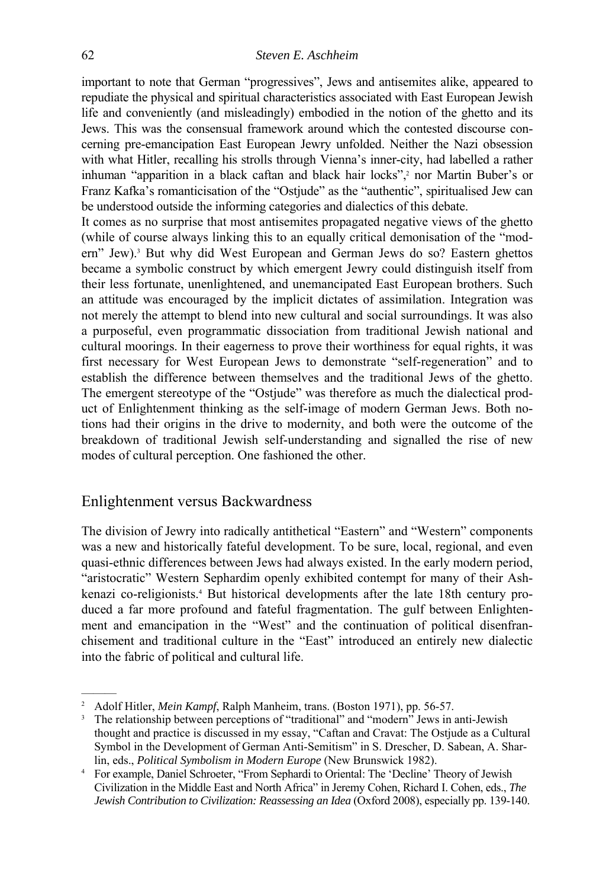important to note that German "progressives", Jews and antisemites alike, appeared to repudiate the physical and spiritual characteristics associated with East European Jewish life and conveniently (and misleadingly) embodied in the notion of the ghetto and its Jews. This was the consensual framework around which the contested discourse concerning pre-emancipation East European Jewry unfolded. Neither the Nazi obsession with what Hitler, recalling his strolls through Vienna's inner-city, had labelled a rather inhuman "apparition in a black caftan and black hair locks",[2] nor Martin Buber's or Franz Kafka's romanticisation of the "Ostjude" as the "authentic", spiritualised Jew can be understood outside the informing categories and dialectics of this debate.

It comes as no surprise that most antisemites propagated negative views of the ghetto (while of course always linking this to an equally critical demonisation of the "modern" Jew).[3] But why did West European and German Jews do so? Eastern ghettos became a symbolic construct by which emergent Jewry could distinguish itself from their less fortunate, unenlightened, and unemancipated East European brothers. Such an attitude was encouraged by the implicit dictates of assimilation. Integration was not merely the attempt to blend into new cultural and social surroundings. It was also a purposeful, even programmatic dissociation from traditional Jewish national and cultural moorings. In their eagerness to prove their worthiness for equal rights, it was first necessary for West European Jews to demonstrate "self-regeneration" and to establish the difference between themselves and the traditional Jews of the ghetto. The emergent stereotype of the "Ostjude" was therefore as much the dialectical product of Enlightenment thinking as the self-image of modern German Jews. Both notions had their origins in the drive to modernity, and both were the outcome of the breakdown of traditional Jewish self-understanding and signalled the rise of new modes of cultural perception. One fashioned the other.

## Enlightenment versus Backwardness

The division of Jewry into radically antithetical "Eastern" and "Western" components was a new and historically fateful development. To be sure, local, regional, and even quasi-ethnic differences between Jews had always existed. In the early modern period, "aristocratic" Western Sephardim openly exhibited contempt for many of their Ashkenazi co-religionists.[4] But historical developments after the late 18th century produced a far more profound and fateful fragmentation. The gulf between Enlightenment and emancipation in the "West" and the continuation of political disenfranchisement and traditional culture in the "East" introduced an entirely new dialectic into the fabric of political and cultural life.

---

[2] Adolf Hitler, *Mein Kampf*, Ralph Manheim, trans. (Boston 1971), pp. 56-57.

[3] The relationship between perceptions of "traditional" and "modern" Jews in anti-Jewish thought and practice is discussed in my essay, "Caftan and Cravat: The Ostjude as a Cultural Symbol in the Development of German Anti-Semitism" in S. Drescher, D. Sabean, A. Sharlin, eds., *Political Symbolism in Modern Europe* (New Brunswick 1982).

[4] For example, Daniel Schroeter, "From Sephardi to Oriental: The 'Decline' Theory of Jewish Civilization in the Middle East and North Africa" in Jeremy Cohen, Richard I. Cohen, eds., *The Jewish Contribution to Civilization: Reassessing an Idea* (Oxford 2008), especially pp. 139-140.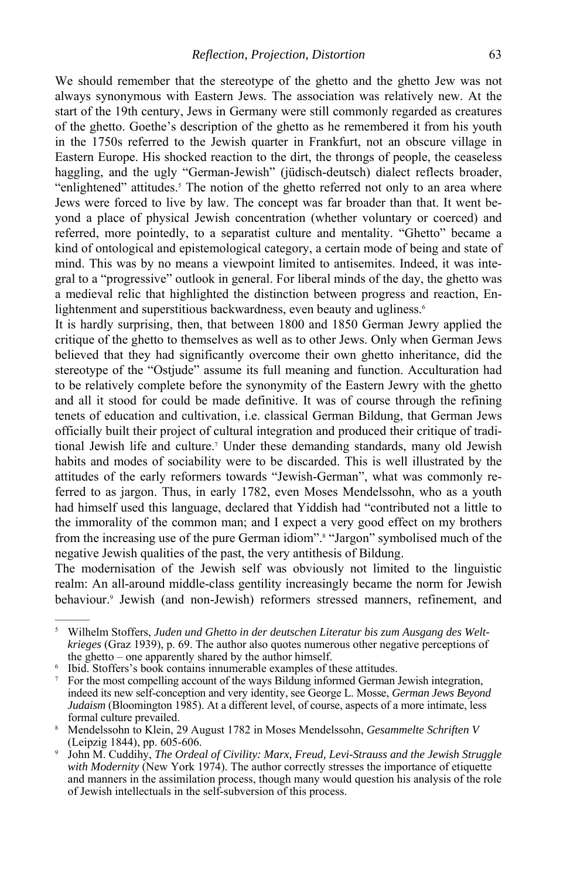We should remember that the stereotype of the ghetto and the ghetto Jew was not always synonymous with Eastern Jews. The association was relatively new. At the start of the 19th century, Jews in Germany were still commonly regarded as creatures of the ghetto. Goethe's description of the ghetto as he remembered it from his youth in the 1750s referred to the Jewish quarter in Frankfurt, not an obscure village in Eastern Europe. His shocked reaction to the dirt, the throngs of people, the ceaseless haggling, and the ugly "German-Jewish" (jüdisch-deutsch) dialect reflects broader, "enlightened" attitudes.[5] The notion of the ghetto referred not only to an area where Jews were forced to live by law. The concept was far broader than that. It went beyond a place of physical Jewish concentration (whether voluntary or coerced) and referred, more pointedly, to a separatist culture and mentality. "Ghetto" became a kind of ontological and epistemological category, a certain mode of being and state of mind. This was by no means a viewpoint limited to antisemites. Indeed, it was integral to a "progressive" outlook in general. For liberal minds of the day, the ghetto was a medieval relic that highlighted the distinction between progress and reaction, Enlightenment and superstitious backwardness, even beauty and ugliness.[6]

It is hardly surprising, then, that between 1800 and 1850 German Jewry applied the critique of the ghetto to themselves as well as to other Jews. Only when German Jews believed that they had significantly overcome their own ghetto inheritance, did the stereotype of the "Ostjude" assume its full meaning and function. Acculturation had to be relatively complete before the synonymity of the Eastern Jewry with the ghetto and all it stood for could be made definitive. It was of course through the refining tenets of education and cultivation, i.e. classical German Bildung, that German Jews officially built their project of cultural integration and produced their critique of traditional Jewish life and culture.[7] Under these demanding standards, many old Jewish habits and modes of sociability were to be discarded. This is well illustrated by the attitudes of the early reformers towards "Jewish-German", what was commonly referred to as jargon. Thus, in early 1782, even Moses Mendelssohn, who as a youth had himself used this language, declared that Yiddish had "contributed not a little to the immorality of the common man; and I expect a very good effect on my brothers from the increasing use of the pure German idiom".[8] "Jargon" symbolised much of the negative Jewish qualities of the past, the very antithesis of Bildung.

The modernisation of the Jewish self was obviously not limited to the linguistic realm: An all-around middle-class gentility increasingly became the norm for Jewish behaviour.[9] Jewish (and non-Jewish) reformers stressed manners, refinement, and

---

[5] Wilhelm Stoffers, *Juden und Ghetto in der deutschen Literatur bis zum Ausgang des Weltkrieges* (Graz 1939), p. 69. The author also quotes numerous other negative perceptions of the ghetto – one apparently shared by the author himself.

[6] Ibid. Stoffers's book contains innumerable examples of these attitudes.

[7] For the most compelling account of the ways Bildung informed German Jewish integration, indeed its new self-conception and very identity, see George L. Mosse, *German Jews Beyond Judaism* (Bloomington 1985). At a different level, of course, aspects of a more intimate, less formal culture prevailed.

[8] Mendelssohn to Klein, 29 August 1782 in Moses Mendelssohn, *Gesammelte Schriften V* (Leipzig 1844), pp. 605-606.

[9] John M. Cuddihy, *The Ordeal of Civility: Marx, Freud, Levi-Strauss and the Jewish Struggle with Modernity* (New York 1974). The author correctly stresses the importance of etiquette and manners in the assimilation process, though many would question his analysis of the role of Jewish intellectuals in the self-subversion of this process.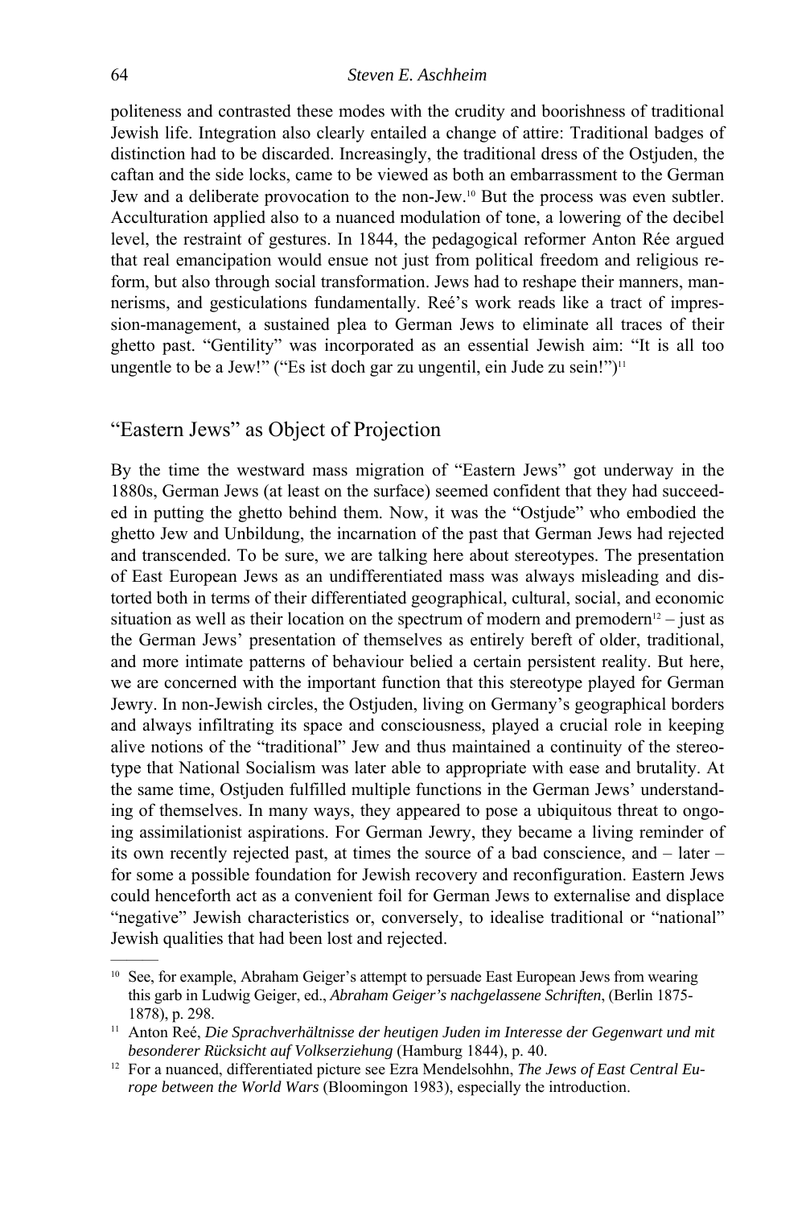politeness and contrasted these modes with the crudity and boorishness of traditional Jewish life. Integration also clearly entailed a change of attire: Traditional badges of distinction had to be discarded. Increasingly, the traditional dress of the Ostjuden, the caftan and the side locks, came to be viewed as both an embarrassment to the German Jew and a deliberate provocation to the non-Jew.[10] But the process was even subtler. Acculturation applied also to a nuanced modulation of tone, a lowering of the decibel level, the restraint of gestures. In 1844, the pedagogical reformer Anton Rée argued that real emancipation would ensue not just from political freedom and religious reform, but also through social transformation. Jews had to reshape their manners, mannerisms, and gesticulations fundamentally. Reé's work reads like a tract of impression-management, a sustained plea to German Jews to eliminate all traces of their ghetto past. "Gentility" was incorporated as an essential Jewish aim: "It is all too ungentle to be a Jew!" ("Es ist doch gar zu ungentil, ein Jude zu sein!")[11]

## "Eastern Jews" as Object of Projection

By the time the westward mass migration of "Eastern Jews" got underway in the 1880s, German Jews (at least on the surface) seemed confident that they had succeeded in putting the ghetto behind them. Now, it was the "Ostjude" who embodied the ghetto Jew and Unbildung, the incarnation of the past that German Jews had rejected and transcended. To be sure, we are talking here about stereotypes. The presentation of East European Jews as an undifferentiated mass was always misleading and distorted both in terms of their differentiated geographical, cultural, social, and economic situation as well as their location on the spectrum of modern and premodern[12] – just as the German Jews' presentation of themselves as entirely bereft of older, traditional, and more intimate patterns of behaviour belied a certain persistent reality. But here, we are concerned with the important function that this stereotype played for German Jewry. In non-Jewish circles, the Ostjuden, living on Germany's geographical borders and always infiltrating its space and consciousness, played a crucial role in keeping alive notions of the "traditional" Jew and thus maintained a continuity of the stereotype that National Socialism was later able to appropriate with ease and brutality. At the same time, Ostjuden fulfilled multiple functions in the German Jews' understanding of themselves. In many ways, they appeared to pose a ubiquitous threat to ongoing assimilationist aspirations. For German Jewry, they became a living reminder of its own recently rejected past, at times the source of a bad conscience, and – later – for some a possible foundation for Jewish recovery and reconfiguration. Eastern Jews could henceforth act as a convenient foil for German Jews to externalise and displace "negative" Jewish characteristics or, conversely, to idealise traditional or "national" Jewish qualities that had been lost and rejected.

---

[10] See, for example, Abraham Geiger's attempt to persuade East European Jews from wearing this garb in Ludwig Geiger, ed., *Abraham Geiger's nachgelassene Schriften*, (Berlin 1875-1878), p. 298.

[11] Anton Reé, *Die Sprachverhältnisse der heutigen Juden im Interesse der Gegenwart und mit besonderer Rücksicht auf Volkserziehung* (Hamburg 1844), p. 40.

[12] For a nuanced, differentiated picture see Ezra Mendelsohnn, *The Jews of East Central Europe between the World Wars* (Bloomingon 1983), especially the introduction.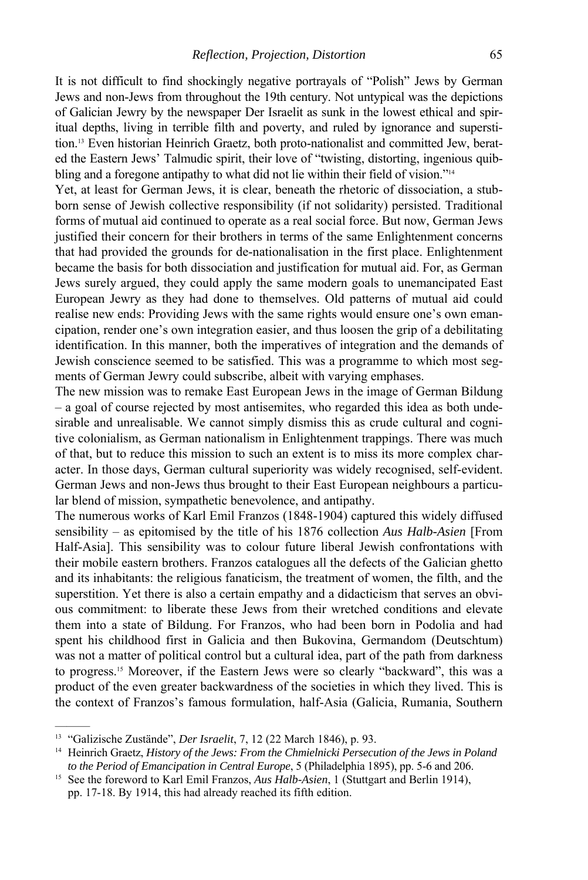It is not difficult to find shockingly negative portrayals of "Polish" Jews by German Jews and non-Jews from throughout the 19th century. Not untypical was the depictions of Galician Jewry by the newspaper Der Israelit as sunk in the lowest ethical and spiritual depths, living in terrible filth and poverty, and ruled by ignorance and superstition.[13] Even historian Heinrich Graetz, both proto-nationalist and committed Jew, berated the Eastern Jews' Talmudic spirit, their love of "twisting, distorting, ingenious quibbling and a foregone antipathy to what did not lie within their field of vision."[14]

Yet, at least for German Jews, it is clear, beneath the rhetoric of dissociation, a stubborn sense of Jewish collective responsibility (if not solidarity) persisted. Traditional forms of mutual aid continued to operate as a real social force. But now, German Jews justified their concern for their brothers in terms of the same Enlightenment concerns that had provided the grounds for de-nationalisation in the first place. Enlightenment became the basis for both dissociation and justification for mutual aid. For, as German Jews surely argued, they could apply the same modern goals to unemancipated East European Jewry as they had done to themselves. Old patterns of mutual aid could realise new ends: Providing Jews with the same rights would ensure one's own emancipation, render one's own integration easier, and thus loosen the grip of a debilitating identification. In this manner, both the imperatives of integration and the demands of Jewish conscience seemed to be satisfied. This was a programme to which most segments of German Jewry could subscribe, albeit with varying emphases.

The new mission was to remake East European Jews in the image of German Bildung – a goal of course rejected by most antisemites, who regarded this idea as both undesirable and unrealisable. We cannot simply dismiss this as crude cultural and cognitive colonialism, as German nationalism in Enlightenment trappings. There was much of that, but to reduce this mission to such an extent is to miss its more complex character. In those days, German cultural superiority was widely recognised, self-evident. German Jews and non-Jews thus brought to their East European neighbours a particular blend of mission, sympathetic benevolence, and antipathy.

The numerous works of Karl Emil Franzos (1848-1904) captured this widely diffused sensibility – as epitomised by the title of his 1876 collection *Aus Halb-Asien* [From Half-Asia]. This sensibility was to colour future liberal Jewish confrontations with their mobile eastern brothers. Franzos catalogues all the defects of the Galician ghetto and its inhabitants: the religious fanaticism, the treatment of women, the filth, and the superstition. Yet there is also a certain empathy and a didacticism that serves an obvious commitment: to liberate these Jews from their wretched conditions and elevate them into a state of Bildung. For Franzos, who had been born in Podolia and had spent his childhood first in Galicia and then Bukovina, Germandom (Deutschtum) was not a matter of political control but a cultural idea, part of the path from darkness to progress.[15] Moreover, if the Eastern Jews were so clearly "backward", this was a product of the even greater backwardness of the societies in which they lived. This is the context of Franzos's famous formulation, half-Asia (Galicia, Rumania, Southern

---

[13] "Galizische Zustände", *Der Israelit*, 7, 12 (22 March 1846), p. 93.

[14] Heinrich Graetz, *History of the Jews: From the Chmielnicki Persecution of the Jews in Poland to the Period of Emancipation in Central Europe*, 5 (Philadelphia 1895), pp. 5-6 and 206.

[15] See the foreword to Karl Emil Franzos, *Aus Halb-Asien*, 1 (Stuttgart and Berlin 1914), pp. 17-18. By 1914, this had already reached its fifth edition.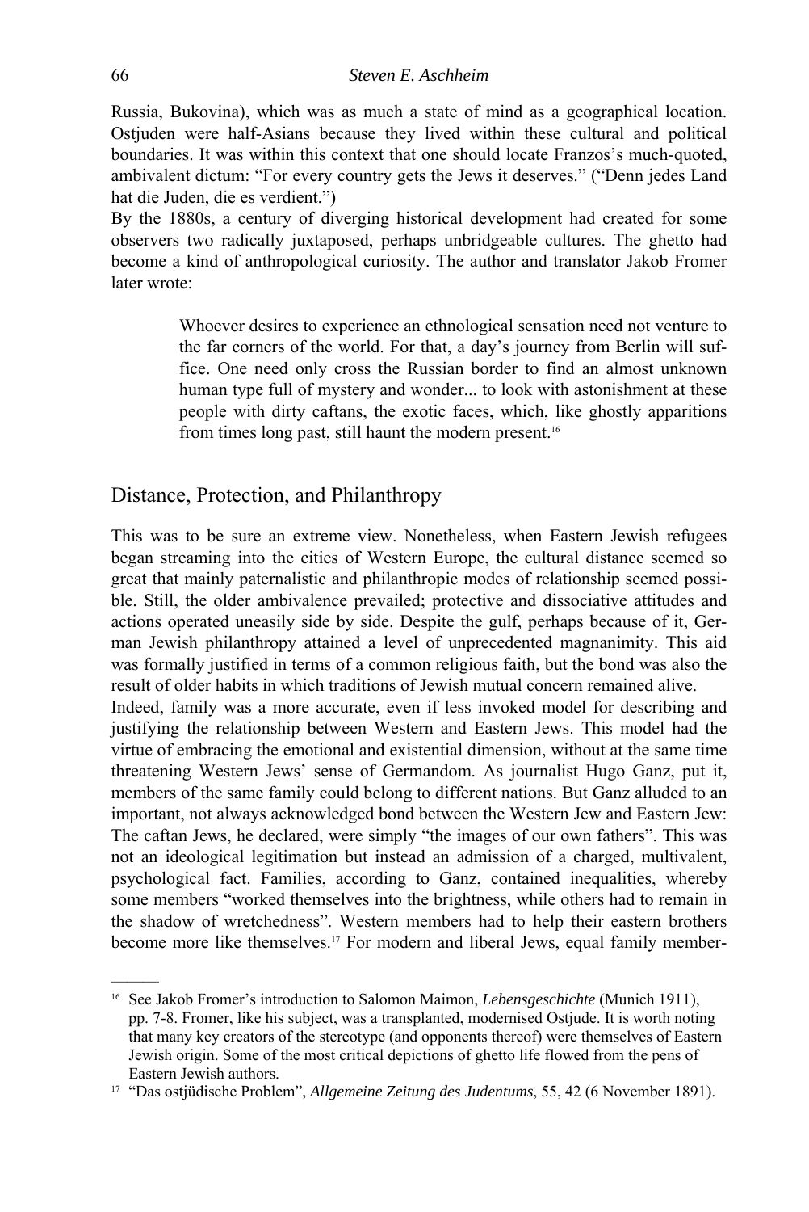Russia, Bukovina), which was as much a state of mind as a geographical location. Ostjuden were half-Asians because they lived within these cultural and political boundaries. It was within this context that one should locate Franzos's much-quoted, ambivalent dictum: "For every country gets the Jews it deserves." ("Denn jedes Land hat die Juden, die es verdient.")

By the 1880s, a century of diverging historical development had created for some observers two radically juxtaposed, perhaps unbridgeable cultures. The ghetto had become a kind of anthropological curiosity. The author and translator Jakob Fromer later wrote:

> Whoever desires to experience an ethnological sensation need not venture to the far corners of the world. For that, a day's journey from Berlin will suffice. One need only cross the Russian border to find an almost unknown human type full of mystery and wonder... to look with astonishment at these people with dirty caftans, the exotic faces, which, like ghostly apparitions from times long past, still haunt the modern present.[16]

## Distance, Protection, and Philanthropy

This was to be sure an extreme view. Nonetheless, when Eastern Jewish refugees began streaming into the cities of Western Europe, the cultural distance seemed so great that mainly paternalistic and philanthropic modes of relationship seemed possible. Still, the older ambivalence prevailed; protective and dissociative attitudes and actions operated uneasily side by side. Despite the gulf, perhaps because of it, German Jewish philanthropy attained a level of unprecedented magnanimity. This aid was formally justified in terms of a common religious faith, but the bond was also the result of older habits in which traditions of Jewish mutual concern remained alive.

Indeed, family was a more accurate, even if less invoked model for describing and justifying the relationship between Western and Eastern Jews. This model had the virtue of embracing the emotional and existential dimension, without at the same time threatening Western Jews' sense of Germandom. As journalist Hugo Ganz, put it, members of the same family could belong to different nations. But Ganz alluded to an important, not always acknowledged bond between the Western Jew and Eastern Jew: The caftan Jews, he declared, were simply "the images of our own fathers". This was not an ideological legitimation but instead an admission of a charged, multivalent, psychological fact. Families, according to Ganz, contained inequalities, whereby some members "worked themselves into the brightness, while others had to remain in the shadow of wretchedness". Western members had to help their eastern brothers become more like themselves.[17] For modern and liberal Jews, equal family member-

---

[16] See Jakob Fromer's introduction to Salomon Maimon, *Lebensgeschichte* (Munich 1911), pp. 7-8. Fromer, like his subject, was a transplanted, modernised Ostjude. It is worth noting that many key creators of the stereotype (and opponents thereof) were themselves of Eastern Jewish origin. Some of the most critical depictions of ghetto life flowed from the pens of Eastern Jewish authors.

[17] "Das ostjüdische Problem", *Allgemeine Zeitung des Judentums*, 55, 42 (6 November 1891).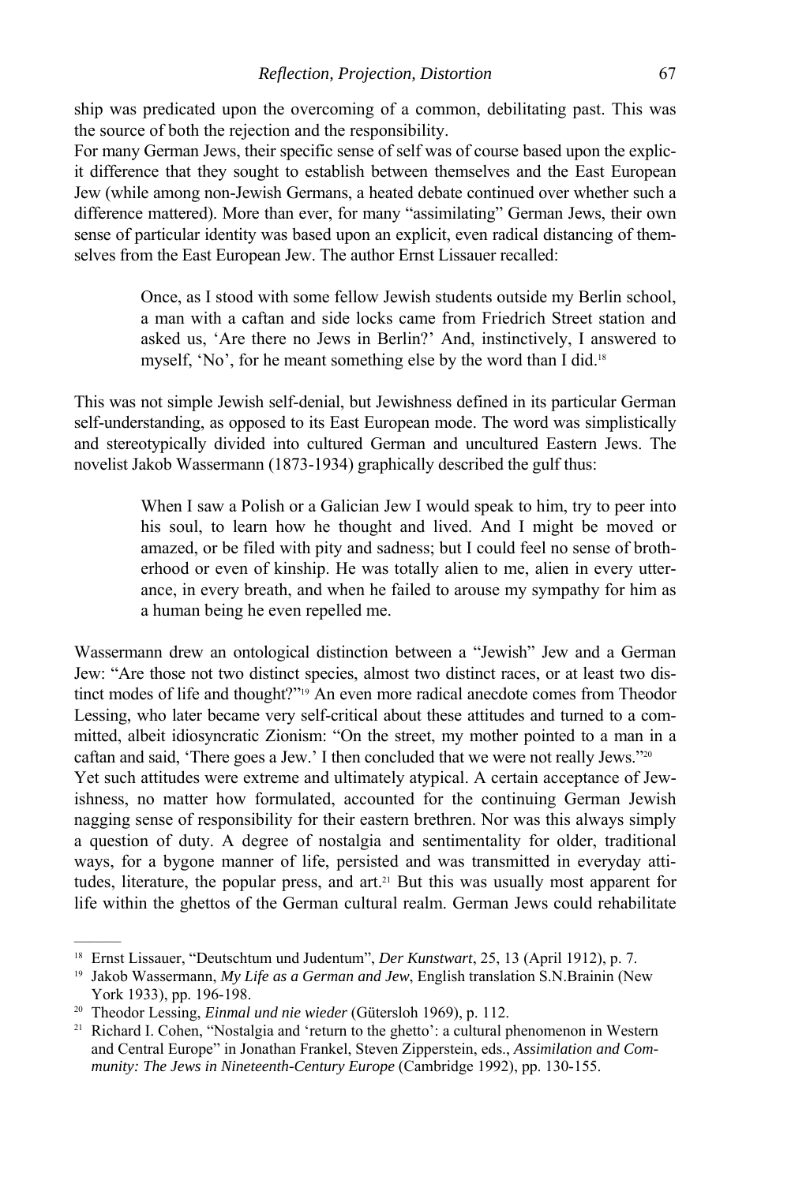ship was predicated upon the overcoming of a common, debilitating past. This was the source of both the rejection and the responsibility.

For many German Jews, their specific sense of self was of course based upon the explicit difference that they sought to establish between themselves and the East European Jew (while among non-Jewish Germans, a heated debate continued over whether such a difference mattered). More than ever, for many "assimilating" German Jews, their own sense of particular identity was based upon an explicit, even radical distancing of themselves from the East European Jew. The author Ernst Lissauer recalled:

> Once, as I stood with some fellow Jewish students outside my Berlin school, a man with a caftan and side locks came from Friedrich Street station and asked us, 'Are there no Jews in Berlin?' And, instinctively, I answered to myself, 'No', for he meant something else by the word than I did.[18]

This was not simple Jewish self-denial, but Jewishness defined in its particular German self-understanding, as opposed to its East European mode. The word was simplistically and stereotypically divided into cultured German and uncultured Eastern Jews. The novelist Jakob Wassermann (1873-1934) graphically described the gulf thus:

> When I saw a Polish or a Galician Jew I would speak to him, try to peer into his soul, to learn how he thought and lived. And I might be moved or amazed, or be filed with pity and sadness; but I could feel no sense of brotherhood or even of kinship. He was totally alien to me, alien in every utterance, in every breath, and when he failed to arouse my sympathy for him as a human being he even repelled me.

Wassermann drew an ontological distinction between a "Jewish" Jew and a German Jew: "Are those not two distinct species, almost two distinct races, or at least two distinct modes of life and thought?"[19] An even more radical anecdote comes from Theodor Lessing, who later became very self-critical about these attitudes and turned to a committed, albeit idiosyncratic Zionism: "On the street, my mother pointed to a man in a caftan and said, 'There goes a Jew.' I then concluded that we were not really Jews."[20]

Yet such attitudes were extreme and ultimately atypical. A certain acceptance of Jewishness, no matter how formulated, accounted for the continuing German Jewish nagging sense of responsibility for their eastern brethren. Nor was this always simply a question of duty. A degree of nostalgia and sentimentality for older, traditional ways, for a bygone manner of life, persisted and was transmitted in everyday attitudes, literature, the popular press, and art.[21] But this was usually most apparent for life within the ghettos of the German cultural realm. German Jews could rehabilitate

---

[18] Ernst Lissauer, "Deutschtum und Judentum", *Der Kunstwart*, 25, 13 (April 1912), p. 7.

[19] Jakob Wassermann, *My Life as a German and Jew*, English translation S.N.Brainin (New York 1933), pp. 196-198.

[20] Theodor Lessing, *Einmal und nie wieder* (Gütersloh 1969), p. 112.

[21] Richard I. Cohen, "Nostalgia and 'return to the ghetto': a cultural phenomenon in Western and Central Europe" in Jonathan Frankel, Steven Zipperstein, eds., *Assimilation and Community: The Jews in Nineteenth-Century Europe* (Cambridge 1992), pp. 130-155.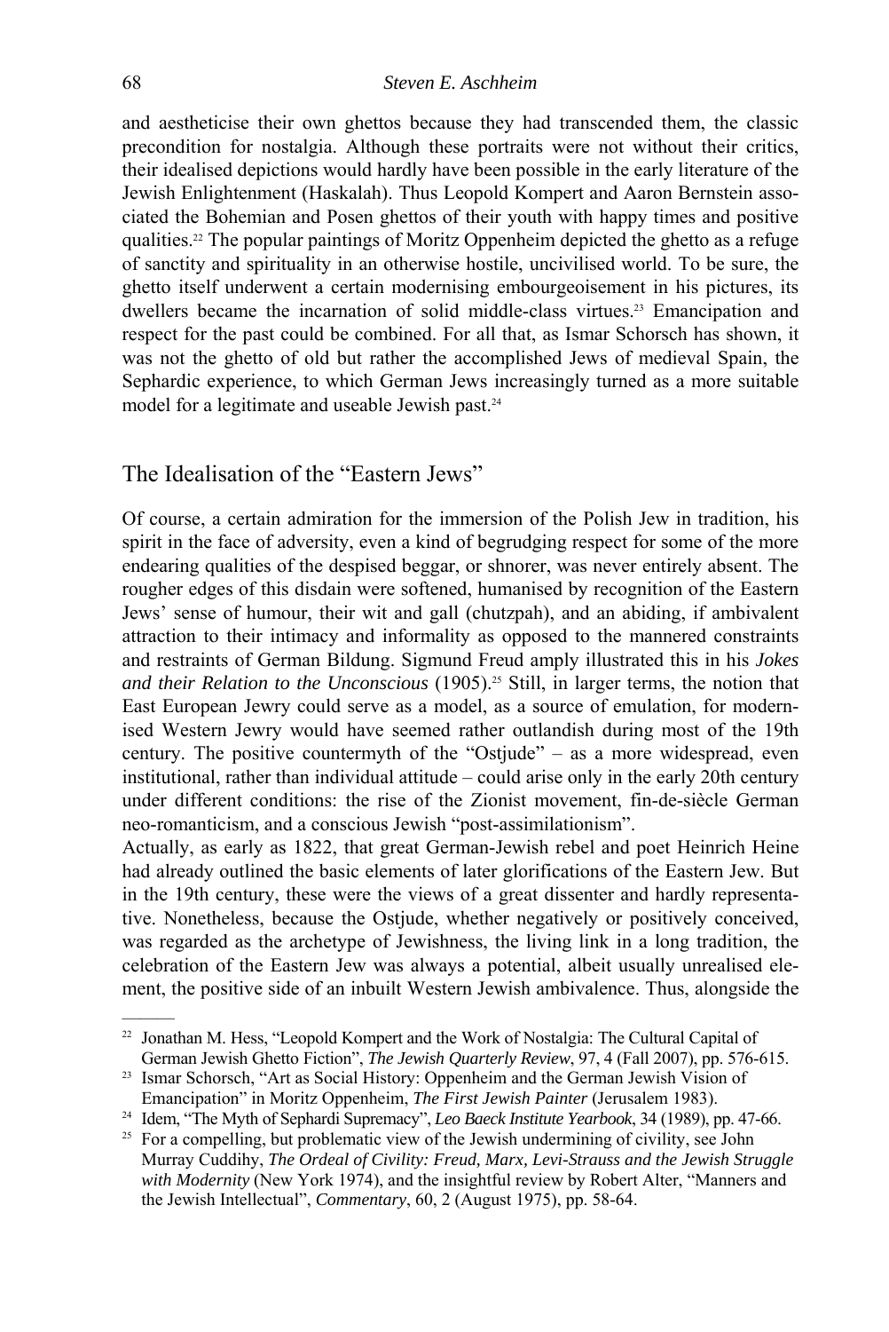and aestheticise their own ghettos because they had transcended them, the classic precondition for nostalgia. Although these portraits were not without their critics, their idealised depictions would hardly have been possible in the early literature of the Jewish Enlightenment (Haskalah). Thus Leopold Kompert and Aaron Bernstein associated the Bohemian and Posen ghettos of their youth with happy times and positive qualities.[22] The popular paintings of Moritz Oppenheim depicted the ghetto as a refuge of sanctity and spirituality in an otherwise hostile, uncivilised world. To be sure, the ghetto itself underwent a certain modernising embourgeoisement in his pictures, its dwellers became the incarnation of solid middle-class virtues.[23] Emancipation and respect for the past could be combined. For all that, as Ismar Schorsch has shown, it was not the ghetto of old but rather the accomplished Jews of medieval Spain, the Sephardic experience, to which German Jews increasingly turned as a more suitable model for a legitimate and useable Jewish past.[24]

## The Idealisation of the "Eastern Jews"

Of course, a certain admiration for the immersion of the Polish Jew in tradition, his spirit in the face of adversity, even a kind of begrudging respect for some of the more endearing qualities of the despised beggar, or shnorer, was never entirely absent. The rougher edges of this disdain were softened, humanised by recognition of the Eastern Jews' sense of humour, their wit and gall (chutzpah), and an abiding, if ambivalent attraction to their intimacy and informality as opposed to the mannered constraints and restraints of German Bildung. Sigmund Freud amply illustrated this in his *Jokes and their Relation to the Unconscious* (1905).[25] Still, in larger terms, the notion that East European Jewry could serve as a model, as a source of emulation, for modernised Western Jewry would have seemed rather outlandish during most of the 19th century. The positive countermyth of the "Ostjude" – as a more widespread, even institutional, rather than individual attitude – could arise only in the early 20th century under different conditions: the rise of the Zionist movement, fin-de-siècle German neo-romanticism, and a conscious Jewish "post-assimilationism".

Actually, as early as 1822, that great German-Jewish rebel and poet Heinrich Heine had already outlined the basic elements of later glorifications of the Eastern Jew. But in the 19th century, these were the views of a great dissenter and hardly representative. Nonetheless, because the Ostjude, whether negatively or positively conceived, was regarded as the archetype of Jewishness, the living link in a long tradition, the celebration of the Eastern Jew was always a potential, albeit usually unrealised element, the positive side of an inbuilt Western Jewish ambivalence. Thus, alongside the

---

[22] Jonathan M. Hess, "Leopold Kompert and the Work of Nostalgia: The Cultural Capital of German Jewish Ghetto Fiction", *The Jewish Quarterly Review*, 97, 4 (Fall 2007), pp. 576-615.

[23] Ismar Schorsch, "Art as Social History: Oppenheim and the German Jewish Vision of Emancipation" in Moritz Oppenheim, *The First Jewish Painter* (Jerusalem 1983).

[24] Idem, "The Myth of Sephardi Supremacy", *Leo Baeck Institute Yearbook*, 34 (1989), pp. 47-66.

[25] For a compelling, but problematic view of the Jewish undermining of civility, see John Murray Cuddihy, *The Ordeal of Civility: Freud, Marx, Levi-Strauss and the Jewish Struggle with Modernity* (New York 1974), and the insightful review by Robert Alter, "Manners and the Jewish Intellectual", *Commentary*, 60, 2 (August 1975), pp. 58-64.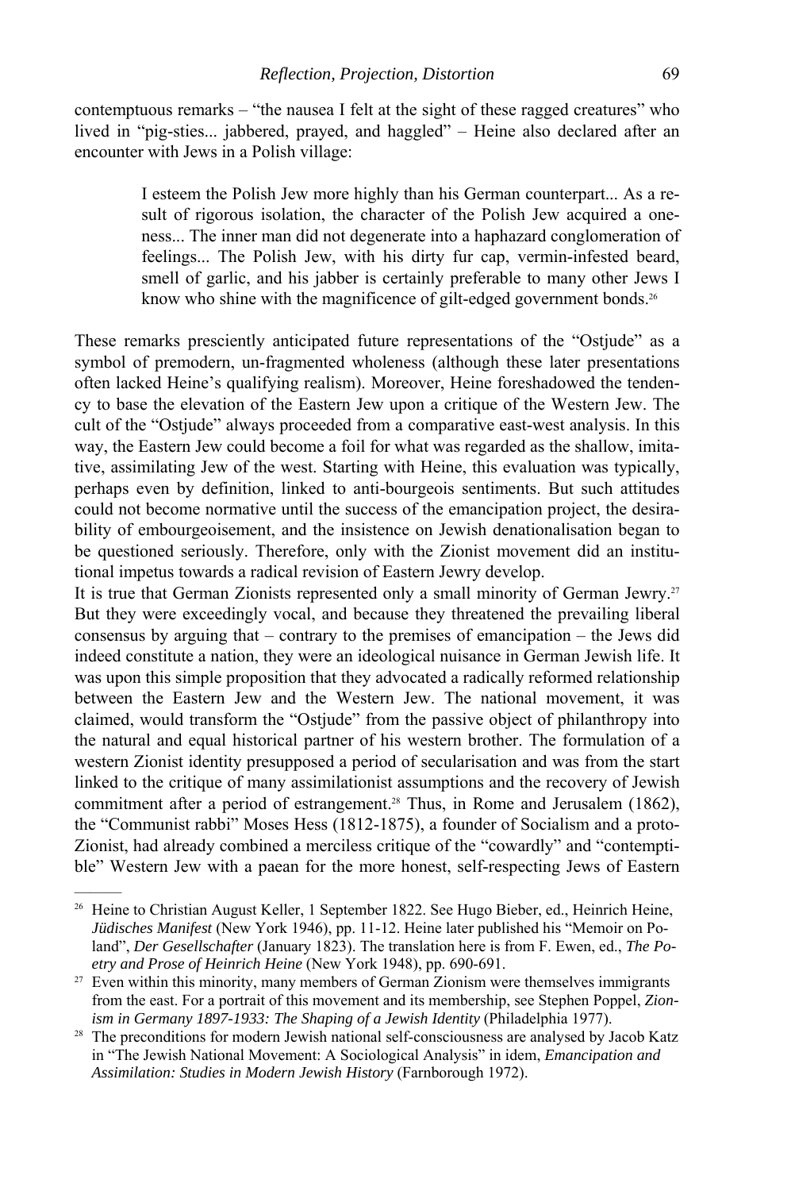contemptuous remarks – "the nausea I felt at the sight of these ragged creatures" who lived in "pig-sties... jabbered, prayed, and haggled" – Heine also declared after an encounter with Jews in a Polish village:

> I esteem the Polish Jew more highly than his German counterpart... As a result of rigorous isolation, the character of the Polish Jew acquired a oneness... The inner man did not degenerate into a haphazard conglomeration of feelings... The Polish Jew, with his dirty fur cap, vermin-infested beard, smell of garlic, and his jabber is certainly preferable to many other Jews I know who shine with the magnificence of gilt-edged government bonds.[26]

These remarks presciently anticipated future representations of the "Ostjude" as a symbol of premodern, un-fragmented wholeness (although these later presentations often lacked Heine's qualifying realism). Moreover, Heine foreshadowed the tendency to base the elevation of the Eastern Jew upon a critique of the Western Jew. The cult of the "Ostjude" always proceeded from a comparative east-west analysis. In this way, the Eastern Jew could become a foil for what was regarded as the shallow, imitative, assimilating Jew of the west. Starting with Heine, this evaluation was typically, perhaps even by definition, linked to anti-bourgeois sentiments. But such attitudes could not become normative until the success of the emancipation project, the desirability of embourgeoisement, and the insistence on Jewish denationalisation began to be questioned seriously. Therefore, only with the Zionist movement did an institutional impetus towards a radical revision of Eastern Jewry develop.

It is true that German Zionists represented only a small minority of German Jewry.[27] But they were exceedingly vocal, and because they threatened the prevailing liberal consensus by arguing that – contrary to the premises of emancipation – the Jews did indeed constitute a nation, they were an ideological nuisance in German Jewish life. It was upon this simple proposition that they advocated a radically reformed relationship between the Eastern Jew and the Western Jew. The national movement, it was claimed, would transform the "Ostjude" from the passive object of philanthropy into the natural and equal historical partner of his western brother. The formulation of a western Zionist identity presupposed a period of secularisation and was from the start linked to the critique of many assimilationist assumptions and the recovery of Jewish commitment after a period of estrangement.[28] Thus, in Rome and Jerusalem (1862), the "Communist rabbi" Moses Hess (1812-1875), a founder of Socialism and a proto-Zionist, had already combined a merciless critique of the "cowardly" and "contemptible" Western Jew with a paean for the more honest, self-respecting Jews of Eastern

---

[26] Heine to Christian August Keller, 1 September 1822. See Hugo Bieber, ed., Heinrich Heine, *Jüdisches Manifest* (New York 1946), pp. 11-12. Heine later published his "Memoir on Poland", *Der Gesellschafter* (January 1823). The translation here is from F. Ewen, ed., *The Poetry and Prose of Heinrich Heine* (New York 1948), pp. 690-691.

[27] Even within this minority, many members of German Zionism were themselves immigrants from the east. For a portrait of this movement and its membership, see Stephen Poppel, *Zionism in Germany 1897-1933: The Shaping of a Jewish Identity* (Philadelphia 1977).

[28] The preconditions for modern Jewish national self-consciousness are analysed by Jacob Katz in "The Jewish National Movement: A Sociological Analysis" in idem, *Emancipation and Assimilation: Studies in Modern Jewish History* (Farnborough 1972).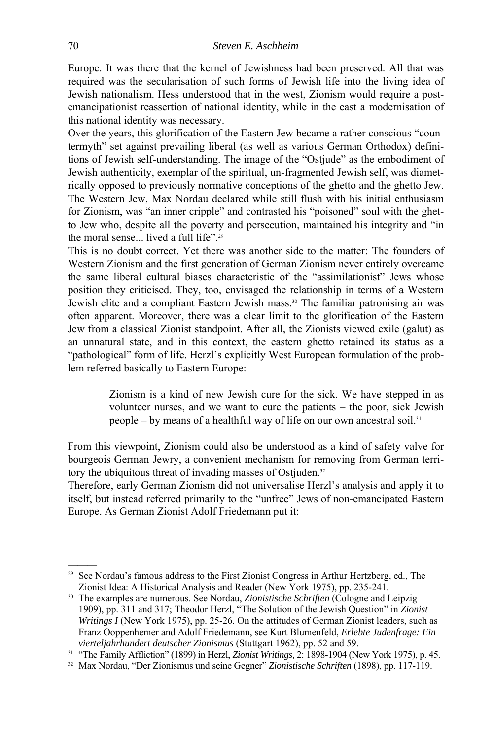Europe. It was there that the kernel of Jewishness had been preserved. All that was required was the secularisation of such forms of Jewish life into the living idea of Jewish nationalism. Hess understood that in the west, Zionism would require a post-emancipationist reassertion of national identity, while in the east a modernisation of this national identity was necessary.

Over the years, this glorification of the Eastern Jew became a rather conscious "countermyth" set against prevailing liberal (as well as various German Orthodox) definitions of Jewish self-understanding. The image of the "Ostjude" as the embodiment of Jewish authenticity, exemplar of the spiritual, un-fragmented Jewish self, was diametrically opposed to previously normative conceptions of the ghetto and the ghetto Jew. The Western Jew, Max Nordau declared while still flush with his initial enthusiasm for Zionism, was "an inner cripple" and contrasted his "poisoned" soul with the ghetto Jew who, despite all the poverty and persecution, maintained his integrity and "in the moral sense... lived a full life".[29]

This is no doubt correct. Yet there was another side to the matter: The founders of Western Zionism and the first generation of German Zionism never entirely overcame the same liberal cultural biases characteristic of the "assimilationist" Jews whose position they criticised. They, too, envisaged the relationship in terms of a Western Jewish elite and a compliant Eastern Jewish mass.[30] The familiar patronising air was often apparent. Moreover, there was a clear limit to the glorification of the Eastern Jew from a classical Zionist standpoint. After all, the Zionists viewed exile (galut) as an unnatural state, and in this context, the eastern ghetto retained its status as a "pathological" form of life. Herzl's explicitly West European formulation of the problem referred basically to Eastern Europe:

> Zionism is a kind of new Jewish cure for the sick. We have stepped in as volunteer nurses, and we want to cure the patients – the poor, sick Jewish people – by means of a healthful way of life on our own ancestral soil.[31]

From this viewpoint, Zionism could also be understood as a kind of safety valve for bourgeois German Jewry, a convenient mechanism for removing from German territory the ubiquitous threat of invading masses of Ostjuden.[32]

Therefore, early German Zionism did not universalise Herzl's analysis and apply it to itself, but instead referred primarily to the "unfree" Jews of non-emancipated Eastern Europe. As German Zionist Adolf Friedemann put it:

---

[29] See Nordau's famous address to the First Zionist Congress in Arthur Hertzberg, ed., The Zionist Idea: A Historical Analysis and Reader (New York 1975), pp. 235-241.

[30] The examples are numerous. See Nordau, *Zionistische Schriften* (Cologne and Leipzig 1909), pp. 311 and 317; Theodor Herzl, "The Solution of the Jewish Question" in *Zionist Writings I* (New York 1975), pp. 25-26. On the attitudes of German Zionist leaders, such as Franz Ooppenhemer and Adolf Friedemann, see Kurt Blumenfeld, *Erlebte Judenfrage: Ein vierteljahrhundert deutscher Zionismus* (Stuttgart 1962), pp. 52 and 59.

[31] "The Family Affliction" (1899) in Herzl, *Zionist Writings,* 2: 1898-1904 (New York 1975), p. 45.

[32] Max Nordau, "Der Zionismus und seine Gegner" *Zionistische Schriften* (1898), pp. 117-119.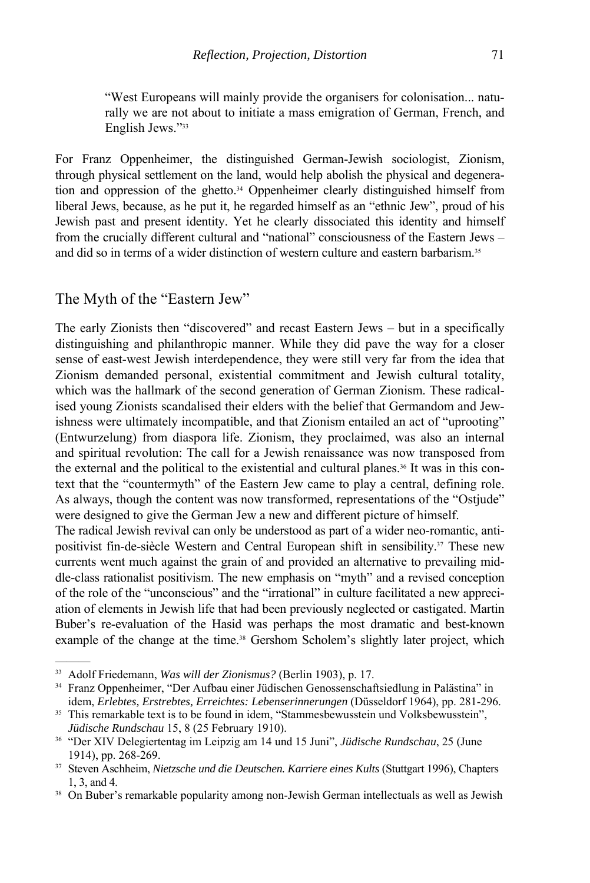> "West Europeans will mainly provide the organisers for colonisation... naturally we are not about to initiate a mass emigration of German, French, and English Jews."[33]

For Franz Oppenheimer, the distinguished German-Jewish sociologist, Zionism, through physical settlement on the land, would help abolish the physical and degeneration and oppression of the ghetto.[34] Oppenheimer clearly distinguished himself from liberal Jews, because, as he put it, he regarded himself as an "ethnic Jew", proud of his Jewish past and present identity. Yet he clearly dissociated this identity and himself from the crucially different cultural and "national" consciousness of the Eastern Jews – and did so in terms of a wider distinction of western culture and eastern barbarism.[35]

## The Myth of the "Eastern Jew"

The early Zionists then "discovered" and recast Eastern Jews – but in a specifically distinguishing and philanthropic manner. While they did pave the way for a closer sense of east-west Jewish interdependence, they were still very far from the idea that Zionism demanded personal, existential commitment and Jewish cultural totality, which was the hallmark of the second generation of German Zionism. These radicalised young Zionists scandalised their elders with the belief that Germandom and Jewishness were ultimately incompatible, and that Zionism entailed an act of "uprooting" (Entwurzelung) from diaspora life. Zionism, they proclaimed, was also an internal and spiritual revolution: The call for a Jewish renaissance was now transposed from the external and the political to the existential and cultural planes.[36] It was in this context that the "countermyth" of the Eastern Jew came to play a central, defining role. As always, though the content was now transformed, representations of the "Ostjude" were designed to give the German Jew a new and different picture of himself.

The radical Jewish revival can only be understood as part of a wider neo-romantic, anti-positivist fin-de-siècle Western and Central European shift in sensibility.[37] These new currents went much against the grain of and provided an alternative to prevailing middle-class rationalist positivism. The new emphasis on "myth" and a revised conception of the role of the "unconscious" and the "irrational" in culture facilitated a new appreciation of elements in Jewish life that had been previously neglected or castigated. Martin Buber's re-evaluation of the Hasid was perhaps the most dramatic and best-known example of the change at the time.[38] Gershom Scholem's slightly later project, which

---

[33] Adolf Friedemann, *Was will der Zionismus?* (Berlin 1903), p. 17.

[34] Franz Oppenheimer, "Der Aufbau einer Jüdischen Genossenschaftsiedlung in Palästina" in idem, *Erlebtes, Erstrebtes, Erreichtes: Lebenserinnerungen* (Düsseldorf 1964), pp. 281-296.

[35] This remarkable text is to be found in idem, "Stammesbewusstein und Volksbewusstein", *Jüdische Rundschau* 15, 8 (25 February 1910).

[36] "Der XIV Delegiertentag im Leipzig am 14 und 15 Juni", *Jüdische Rundschau*, 25 (June 1914), pp. 268-269.

[37] Steven Aschheim, *Nietzsche und die Deutschen. Karriere eines Kults* (Stuttgart 1996), Chapters 1, 3, and 4.

[38] On Buber's remarkable popularity among non-Jewish German intellectuals as well as Jewish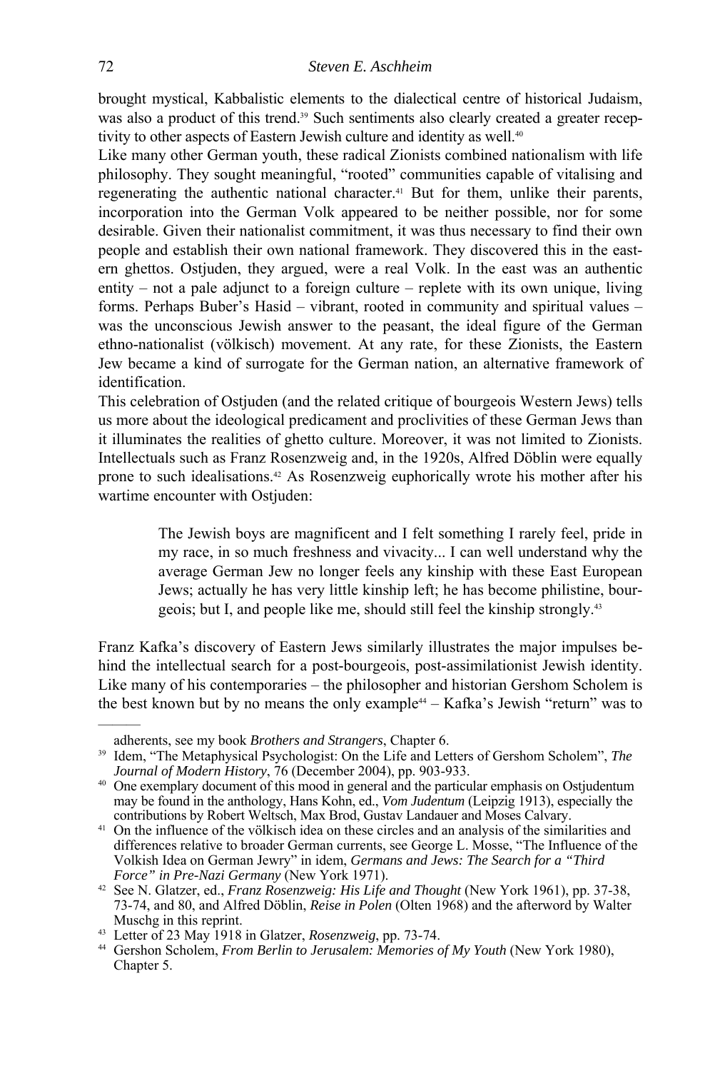brought mystical, Kabbalistic elements to the dialectical centre of historical Judaism, was also a product of this trend.[39] Such sentiments also clearly created a greater receptivity to other aspects of Eastern Jewish culture and identity as well.[40]

Like many other German youth, these radical Zionists combined nationalism with life philosophy. They sought meaningful, "rooted" communities capable of vitalising and regenerating the authentic national character.[41] But for them, unlike their parents, incorporation into the German Volk appeared to be neither possible, nor for some desirable. Given their nationalist commitment, it was thus necessary to find their own people and establish their own national framework. They discovered this in the eastern ghettos. Ostjuden, they argued, were a real Volk. In the east was an authentic entity – not a pale adjunct to a foreign culture – replete with its own unique, living forms. Perhaps Buber's Hasid – vibrant, rooted in community and spiritual values – was the unconscious Jewish answer to the peasant, the ideal figure of the German ethno-nationalist (völkisch) movement. At any rate, for these Zionists, the Eastern Jew became a kind of surrogate for the German nation, an alternative framework of identification.

This celebration of Ostjuden (and the related critique of bourgeois Western Jews) tells us more about the ideological predicament and proclivities of these German Jews than it illuminates the realities of ghetto culture. Moreover, it was not limited to Zionists. Intellectuals such as Franz Rosenzweig and, in the 1920s, Alfred Döblin were equally prone to such idealisations.[42] As Rosenzweig euphorically wrote his mother after his wartime encounter with Ostjuden:

> The Jewish boys are magnificent and I felt something I rarely feel, pride in my race, in so much freshness and vivacity... I can well understand why the average German Jew no longer feels any kinship with these East European Jews; actually he has very little kinship left; he has become philistine, bourgeois; but I, and people like me, should still feel the kinship strongly.[43]

Franz Kafka's discovery of Eastern Jews similarly illustrates the major impulses behind the intellectual search for a post-bourgeois, post-assimilationist Jewish identity. Like many of his contemporaries – the philosopher and historian Gershom Scholem is the best known but by no means the only example[44] – Kafka's Jewish "return" was to

---

adherents, see my book *Brothers and Strangers*, Chapter 6.

[39] Idem, "The Metaphysical Psychologist: On the Life and Letters of Gershom Scholem", *The Journal of Modern History*, 76 (December 2004), pp. 903-933.

[40] One exemplary document of this mood in general and the particular emphasis on Ostjudentum may be found in the anthology, Hans Kohn, ed., *Vom Judentum* (Leipzig 1913), especially the contributions by Robert Weltsch, Max Brod, Gustav Landauer and Moses Calvary.

[41] On the influence of the völkisch idea on these circles and an analysis of the similarities and differences relative to broader German currents, see George L. Mosse, "The Influence of the Volkish Idea on German Jewry" in idem, *Germans and Jews: The Search for a "Third Force" in Pre-Nazi Germany* (New York 1971).

[42] See N. Glatzer, ed., *Franz Rosenzweig: His Life and Thought* (New York 1961), pp. 37-38, 73-74, and 80, and Alfred Döblin, *Reise in Polen* (Olten 1968) and the afterword by Walter Muschg in this reprint.

[43] Letter of 23 May 1918 in Glatzer, *Rosenzweig*, pp. 73-74.

[44] Gershon Scholem, *From Berlin to Jerusalem: Memories of My Youth* (New York 1980), Chapter 5.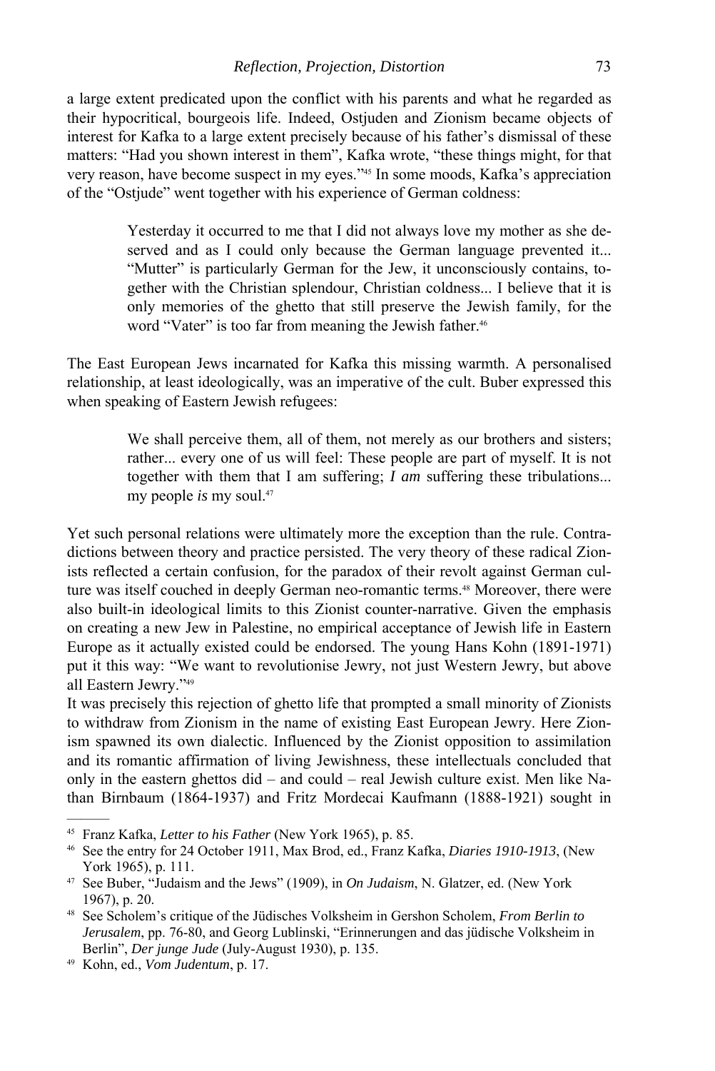a large extent predicated upon the conflict with his parents and what he regarded as their hypocritical, bourgeois life. Indeed, Ostjuden and Zionism became objects of interest for Kafka to a large extent precisely because of his father's dismissal of these matters: "Had you shown interest in them", Kafka wrote, "these things might, for that very reason, have become suspect in my eyes."[45] In some moods, Kafka's appreciation of the "Ostjude" went together with his experience of German coldness:

> Yesterday it occurred to me that I did not always love my mother as she deserved and as I could only because the German language prevented it... "Mutter" is particularly German for the Jew, it unconsciously contains, together with the Christian splendour, Christian coldness... I believe that it is only memories of the ghetto that still preserve the Jewish family, for the word "Vater" is too far from meaning the Jewish father.[46]

The East European Jews incarnated for Kafka this missing warmth. A personalised relationship, at least ideologically, was an imperative of the cult. Buber expressed this when speaking of Eastern Jewish refugees:

> We shall perceive them, all of them, not merely as our brothers and sisters; rather... every one of us will feel: These people are part of myself. It is not together with them that I am suffering; *I am* suffering these tribulations... my people *is* my soul.[47]

Yet such personal relations were ultimately more the exception than the rule. Contradictions between theory and practice persisted. The very theory of these radical Zionists reflected a certain confusion, for the paradox of their revolt against German culture was itself couched in deeply German neo-romantic terms.[48] Moreover, there were also built-in ideological limits to this Zionist counter-narrative. Given the emphasis on creating a new Jew in Palestine, no empirical acceptance of Jewish life in Eastern Europe as it actually existed could be endorsed. The young Hans Kohn (1891-1971) put it this way: "We want to revolutionise Jewry, not just Western Jewry, but above all Eastern Jewry."[49]

It was precisely this rejection of ghetto life that prompted a small minority of Zionists to withdraw from Zionism in the name of existing East European Jewry. Here Zionism spawned its own dialectic. Influenced by the Zionist opposition to assimilation and its romantic affirmation of living Jewishness, these intellectuals concluded that only in the eastern ghettos did – and could – real Jewish culture exist. Men like Nathan Birnbaum (1864-1937) and Fritz Mordecai Kaufmann (1888-1921) sought in

---

[45] Franz Kafka, *Letter to his Father* (New York 1965), p. 85.

[46] See the entry for 24 October 1911, Max Brod, ed., Franz Kafka, *Diaries 1910-1913*, (New York 1965), p. 111.

[47] See Buber, "Judaism and the Jews" (1909), in *On Judaism*, N. Glatzer, ed. (New York 1967), p. 20.

[48] See Scholem's critique of the Jüdisches Volksheim in Gershon Scholem, *From Berlin to Jerusalem*, pp. 76-80, and Georg Lublinski, "Erinnerungen and das jüdische Volksheim in Berlin", *Der junge Jude* (July-August 1930), p. 135.

[49] Kohn, ed., *Vom Judentum*, p. 17.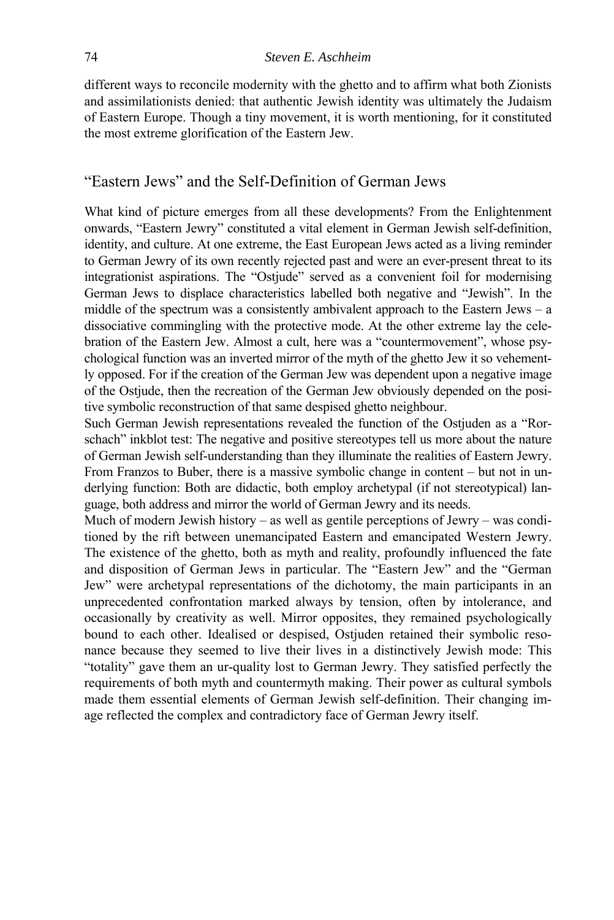different ways to reconcile modernity with the ghetto and to affirm what both Zionists and assimilationists denied: that authentic Jewish identity was ultimately the Judaism of Eastern Europe. Though a tiny movement, it is worth mentioning, for it constituted the most extreme glorification of the Eastern Jew.

## "Eastern Jews" and the Self-Definition of German Jews

What kind of picture emerges from all these developments? From the Enlightenment onwards, "Eastern Jewry" constituted a vital element in German Jewish self-definition, identity, and culture. At one extreme, the East European Jews acted as a living reminder to German Jewry of its own recently rejected past and were an ever-present threat to its integrationist aspirations. The "Ostjude" served as a convenient foil for modernising German Jews to displace characteristics labelled both negative and "Jewish". In the middle of the spectrum was a consistently ambivalent approach to the Eastern Jews – a dissociative commingling with the protective mode. At the other extreme lay the celebration of the Eastern Jew. Almost a cult, here was a "countermovement", whose psychological function was an inverted mirror of the myth of the ghetto Jew it so vehemently opposed. For if the creation of the German Jew was dependent upon a negative image of the Ostjude, then the recreation of the German Jew obviously depended on the positive symbolic reconstruction of that same despised ghetto neighbour.

Such German Jewish representations revealed the function of the Ostjuden as a "Rorschach" inkblot test: The negative and positive stereotypes tell us more about the nature of German Jewish self-understanding than they illuminate the realities of Eastern Jewry. From Franzos to Buber, there is a massive symbolic change in content – but not in underlying function: Both are didactic, both employ archetypal (if not stereotypical) language, both address and mirror the world of German Jewry and its needs.

Much of modern Jewish history – as well as gentile perceptions of Jewry – was conditioned by the rift between unemancipated Eastern and emancipated Western Jewry. The existence of the ghetto, both as myth and reality, profoundly influenced the fate and disposition of German Jews in particular. The "Eastern Jew" and the "German Jew" were archetypal representations of the dichotomy, the main participants in an unprecedented confrontation marked always by tension, often by intolerance, and occasionally by creativity as well. Mirror opposites, they remained psychologically bound to each other. Idealised or despised, Ostjuden retained their symbolic resonance because they seemed to live their lives in a distinctively Jewish mode: This "totality" gave them an ur-quality lost to German Jewry. They satisfied perfectly the requirements of both myth and countermyth making. Their power as cultural symbols made them essential elements of German Jewish self-definition. Their changing image reflected the complex and contradictory face of German Jewry itself.